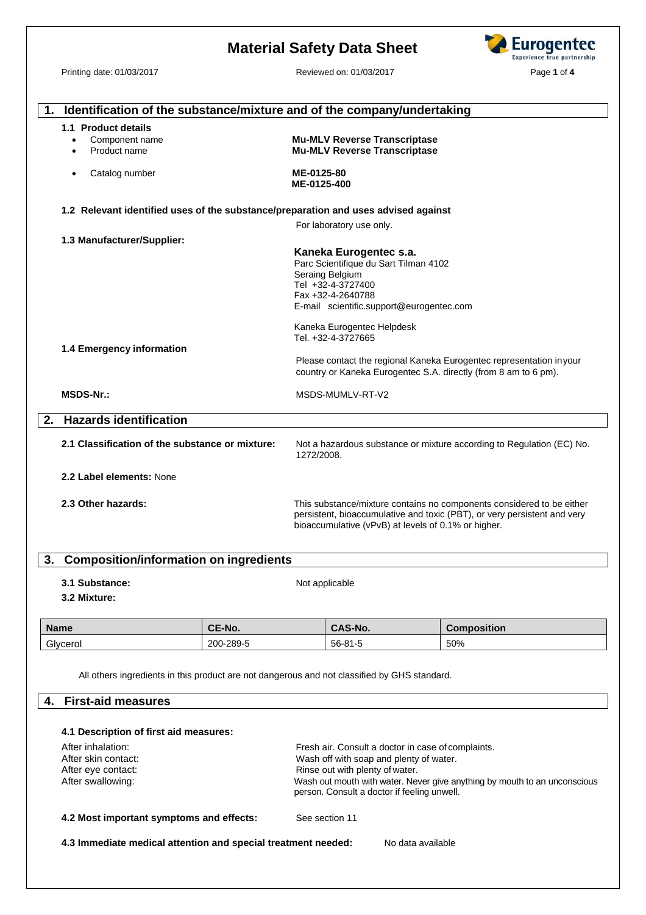# Material Safety Data Sheet

Printing date: 01/03/2017 Reviewed on: 01/03/2017

## 1. Identification of the substance/mixture and of the company/undertaking

### 1.1 Product details

- Component name: **Mu-MLV Reverse Transcriptase**
- Product name: **Mu-MLV Reverse Transcriptase**
- Catalog number: **ME-0125-80** **ME-0125-400**

### 1.2 Relevant identified uses of the substance/preparation and uses advised against

For laboratory use only.

### 1.3 Manufacturer/Supplier:

**Kaneka Eurogentec s.a.**
Parc Scientifique du Sart Tilman 4102
Seraing Belgium
Tel +32-4-3727400
Fax +32-4-2640788
E-mail scientific.support@eurogentec.com

Kaneka Eurogentec Helpdesk
Tel. +32-4-3727665

### 1.4 Emergency information

Please contact the regional Kaneka Eurogentec representation inyour country or Kaneka Eurogentec S.A. directly (from 8 am to 6 pm).

**MSDS-Nr.:** MSDS-MUMLV-RT-V2

## 2. Hazards identification

**2.1 Classification of the substance or mixture:** Not a hazardous substance or mixture according to Regulation (EC) No. 1272/2008.

**2.2 Label elements:** None

**2.3 Other hazards:** This substance/mixture contains no components considered to be either persistent, bioaccumulative and toxic (PBT), or very persistent and very bioaccumulative (vPvB) at levels of 0.1% or higher.

## 3. Composition/information on ingredients

**3.1 Substance:** Not applicable

**3.2 Mixture:**

| Name | CE-No. | CAS-No. | Composition |
|---|---|---|---|
| Glycerol | 200-289-5 | 56-81-5 | 50% |

All others ingredients in this product are not dangerous and not classified by GHS standard.

## 4. First-aid measures

### 4.1 Description of first aid measures:

After inhalation: Fresh air. Consult a doctor in case of complaints.
After skin contact: Wash off with soap and plenty of water.
After eye contact: Rinse out with plenty of water.
After swallowing: Wash out mouth with water. Never give anything by mouth to an unconscious person. Consult a doctor if feeling unwell.

**4.2 Most important symptoms and effects:** See section 11

**4.3 Immediate medical attention and special treatment needed:** No data available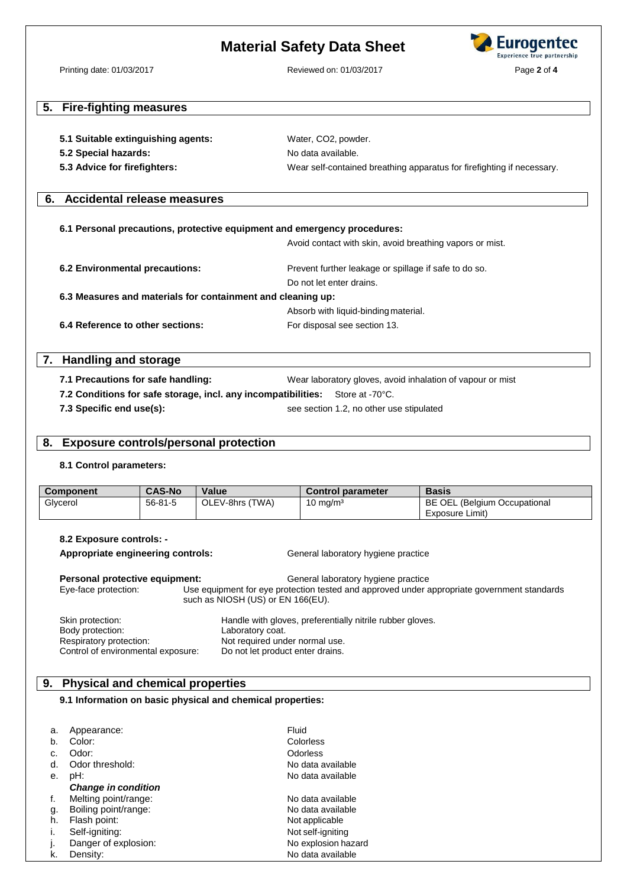## 5. Fire-fighting measures

**5.1 Suitable extinguishing agents:** Water, CO2, powder.

**5.2 Special hazards:** No data available.

**5.3 Advice for firefighters:** Wear self-contained breathing apparatus for firefighting if necessary.

## 6. Accidental release measures

**6.1 Personal precautions, protective equipment and emergency procedures:**

Avoid contact with skin, avoid breathing vapors or mist.

**6.2 Environmental precautions:** Prevent further leakage or spillage if safe to do so.
Do not let enter drains.

**6.3 Measures and materials for containment and cleaning up:**

Absorb with liquid-binding material.

**6.4 Reference to other sections:** For disposal see section 13.

## 7. Handling and storage

**7.1 Precautions for safe handling:** Wear laboratory gloves, avoid inhalation of vapour or mist

**7.2 Conditions for safe storage, incl. any incompatibilities:** Store at -70°C.

**7.3 Specific end use(s):** see section 1.2, no other use stipulated

## 8. Exposure controls/personal protection

**8.1 Control parameters:**

| Component | CAS-No | Value | Control parameter | Basis |
|---|---|---|---|---|
| Glycerol | 56-81-5 | OLEV-8hrs (TWA) | 10 mg/m³ | BE OEL (Belgium Occupational Exposure Limit) |

**8.2 Exposure controls: -**

**Appropriate engineering controls:** General laboratory hygiene practice

**Personal protective equipment:** General laboratory hygiene practice

Eye-face protection: Use equipment for eye protection tested and approved under appropriate government standards such as NIOSH (US) or EN 166(EU).

Skin protection: Handle with gloves, preferentially nitrile rubber gloves.
Body protection: Laboratory coat.
Respiratory protection: Not required under normal use.
Control of environmental exposure: Do not let product enter drains.

## 9. Physical and chemical properties

**9.1 Information on basic physical and chemical properties:**

a. Appearance: Fluid
b. Color: Colorless
c. Odor: Odorless
d. Odor threshold: No data available
e. pH: No data available

***Change in condition***

f. Melting point/range: No data available
g. Boiling point/range: No data available
h. Flash point: Not applicable
i. Self-igniting: Not self-igniting
j. Danger of explosion: No explosion hazard
k. Density: No data available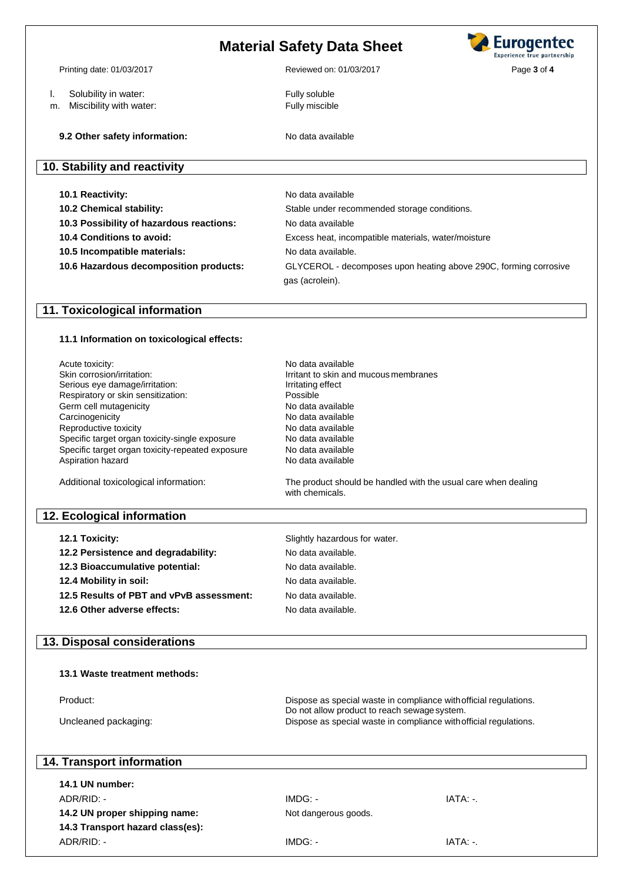l. Solubility in water: Fully soluble
m. Miscibility with water: Fully miscible

**9.2 Other safety information:** No data available

## 10. Stability and reactivity

| | |
|---|---|
| **10.1 Reactivity:** | No data available |
| **10.2 Chemical stability:** | Stable under recommended storage conditions. |
| **10.3 Possibility of hazardous reactions:** | No data available |
| **10.4 Conditions to avoid:** | Excess heat, incompatible materials, water/moisture |
| **10.5 Incompatible materials:** | No data available. |
| **10.6 Hazardous decomposition products:** | GLYCEROL - decomposes upon heating above 290C, forming corrosive gas (acrolein). |

## 11. Toxicological information

### 11.1 Information on toxicological effects:

| | |
|---|---|
| Acute toxicity: | No data available |
| Skin corrosion/irritation: | Irritant to skin and mucous membranes |
| Serious eye damage/irritation: | Irritating effect |
| Respiratory or skin sensitization: | Possible |
| Germ cell mutagenicity | No data available |
| Carcinogenicity | No data available |
| Reproductive toxicity | No data available |
| Specific target organ toxicity-single exposure | No data available |
| Specific target organ toxicity-repeated exposure | No data available |
| Aspiration hazard | No data available |

Additional toxicological information: The product should be handled with the usual care when dealing with chemicals.

## 12. Ecological information

| | |
|---|---|
| **12.1 Toxicity:** | Slightly hazardous for water. |
| **12.2 Persistence and degradability:** | No data available. |
| **12.3 Bioaccumulative potential:** | No data available. |
| **12.4 Mobility in soil:** | No data available. |
| **12.5 Results of PBT and vPvB assessment:** | No data available. |
| **12.6 Other adverse effects:** | No data available. |

## 13. Disposal considerations

### 13.1 Waste treatment methods:

| | |
|---|---|
| Product: | Dispose as special waste in compliance with official regulations. Do not allow product to reach sewage system. |
| Uncleaned packaging: | Dispose as special waste in compliance with official regulations. |

## 14. Transport information

**14.1 UN number:**

| | | |
|---|---|---|
| ADR/RID: - | IMDG: - | IATA: -. |

**14.2 UN proper shipping name:** Not dangerous goods.

**14.3 Transport hazard class(es):**

| | | |
|---|---|---|
| ADR/RID: - | IMDG: - | IATA: -. |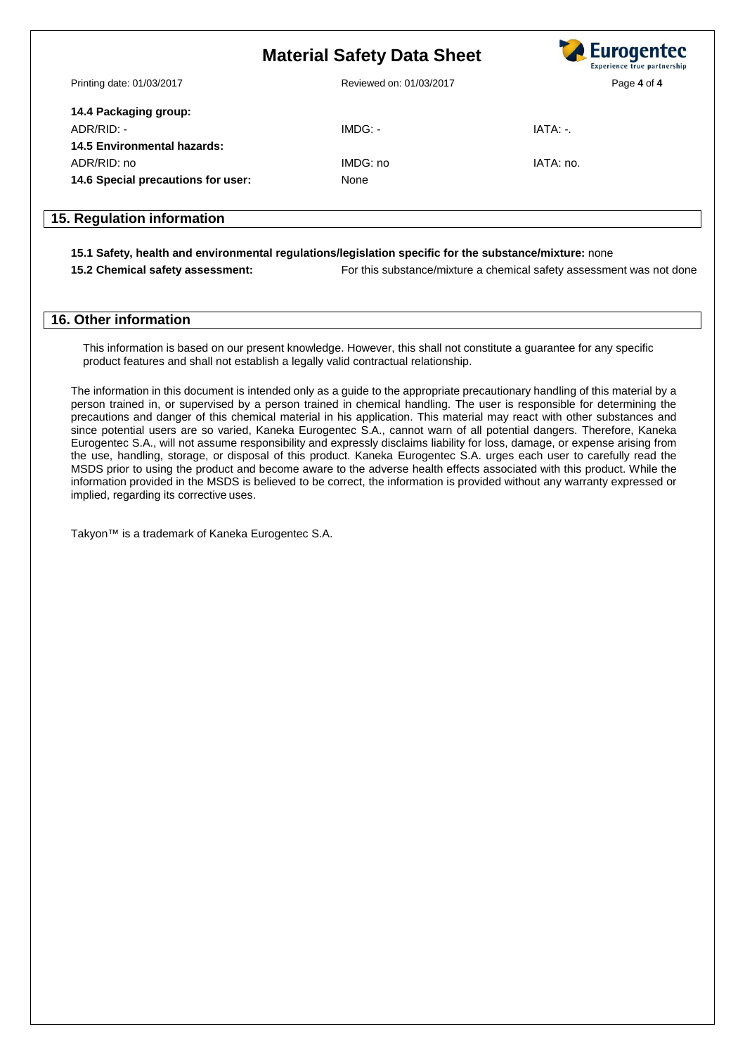**14.4 Packaging group:**

| | | |
|---|---|---|
| ADR/RID: - | IMDG: - | IATA: -. |

**14.5 Environmental hazards:**

| | | |
|---|---|---|
| ADR/RID: no | IMDG: no | IATA: no. |

**14.6 Special precautions for user:** None

## 15. Regulation information

**15.1 Safety, health and environmental regulations/legislation specific for the substance/mixture:** none

**15.2 Chemical safety assessment:** For this substance/mixture a chemical safety assessment was not done

## 16. Other information

This information is based on our present knowledge. However, this shall not constitute a guarantee for any specific product features and shall not establish a legally valid contractual relationship.

The information in this document is intended only as a guide to the appropriate precautionary handling of this material by a person trained in, or supervised by a person trained in chemical handling. The user is responsible for determining the precautions and danger of this chemical material in his application. This material may react with other substances and since potential users are so varied, Kaneka Eurogentec S.A., cannot warn of all potential dangers. Therefore, Kaneka Eurogentec S.A., will not assume responsibility and expressly disclaims liability for loss, damage, or expense arising from the use, handling, storage, or disposal of this product. Kaneka Eurogentec S.A. urges each user to carefully read the MSDS prior to using the product and become aware to the adverse health effects associated with this product. While the information provided in the MSDS is believed to be correct, the information is provided without any warranty expressed or implied, regarding its corrective uses.

Takyon™ is a trademark of Kaneka Eurogentec S.A.